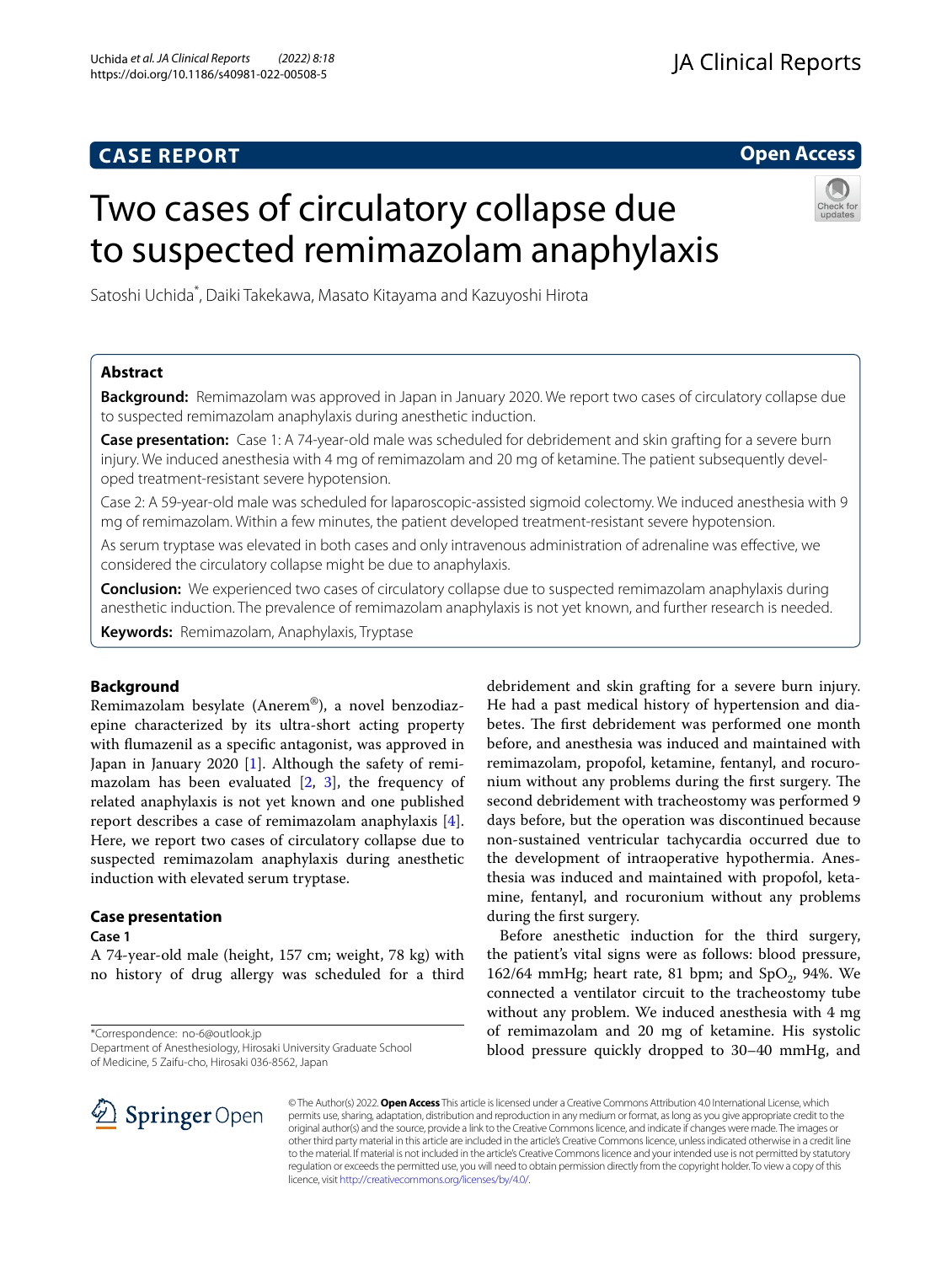**CASE REPORT**

**Open Access**

# Two cases of circulatory collapse due to suspected remimazolam anaphylaxis

Satoshi Uchida*, Daiki Takekawa, Masato Kitayama and Kazuyoshi Hirota

## Abstract

**Background:** Remimazolam was approved in Japan in January 2020. We report two cases of circulatory collapse due to suspected remimazolam anaphylaxis during anesthetic induction.

**Case presentation:** Case 1: A 74-year-old male was scheduled for debridement and skin grafting for a severe burn injury. We induced anesthesia with 4 mg of remimazolam and 20 mg of ketamine. The patient subsequently developed treatment-resistant severe hypotension.

Case 2: A 59-year-old male was scheduled for laparoscopic-assisted sigmoid colectomy. We induced anesthesia with 9 mg of remimazolam. Within a few minutes, the patient developed treatment-resistant severe hypotension.

As serum tryptase was elevated in both cases and only intravenous administration of adrenaline was effective, we considered the circulatory collapse might be due to anaphylaxis.

**Conclusion:** We experienced two cases of circulatory collapse due to suspected remimazolam anaphylaxis during anesthetic induction. The prevalence of remimazolam anaphylaxis is not yet known, and further research is needed.

**Keywords:** Remimazolam, Anaphylaxis, Tryptase

## Background

Remimazolam besylate (Anerem®), a novel benzodiazepine characterized by its ultra-short acting property with flumazenil as a specific antagonist, was approved in Japan in January 2020 [1]. Although the safety of remimazolam has been evaluated [2, 3], the frequency of related anaphylaxis is not yet known and one published report describes a case of remimazolam anaphylaxis [4]. Here, we report two cases of circulatory collapse due to suspected remimazolam anaphylaxis during anesthetic induction with elevated serum tryptase.

## Case presentation

### Case 1

A 74-year-old male (height, 157 cm; weight, 78 kg) with no history of drug allergy was scheduled for a third debridement and skin grafting for a severe burn injury. He had a past medical history of hypertension and diabetes. The first debridement was performed one month before, and anesthesia was induced and maintained with remimazolam, propofol, ketamine, fentanyl, and rocuronium without any problems during the first surgery. The second debridement with tracheostomy was performed 9 days before, but the operation was discontinued because non-sustained ventricular tachycardia occurred due to the development of intraoperative hypothermia. Anesthesia was induced and maintained with propofol, ketamine, fentanyl, and rocuronium without any problems during the first surgery.

Before anesthetic induction for the third surgery, the patient's vital signs were as follows: blood pressure, 162/64 mmHg; heart rate, 81 bpm; and $SpO_2$, 94%. We connected a ventilator circuit to the tracheostomy tube without any problem. We induced anesthesia with 4 mg of remimazolam and 20 mg of ketamine. His systolic blood pressure quickly dropped to 30–40 mmHg, and

*Correspondence: no-6@outlook.jp
Department of Anesthesiology, Hirosaki University Graduate School of Medicine, 5 Zaifu-cho, Hirosaki 036-8562, Japan

© The Author(s) 2022. **Open Access** This article is licensed under a Creative Commons Attribution 4.0 International License, which permits use, sharing, adaptation, distribution and reproduction in any medium or format, as long as you give appropriate credit to the original author(s) and the source, provide a link to the Creative Commons licence, and indicate if changes were made. The images or other third party material in this article are included in the article's Creative Commons licence, unless indicated otherwise in a credit line to the material. If material is not included in the article's Creative Commons licence and your intended use is not permitted by statutory regulation or exceeds the permitted use, you will need to obtain permission directly from the copyright holder. To view a copy of this licence, visit http://creativecommons.org/licenses/by/4.0/.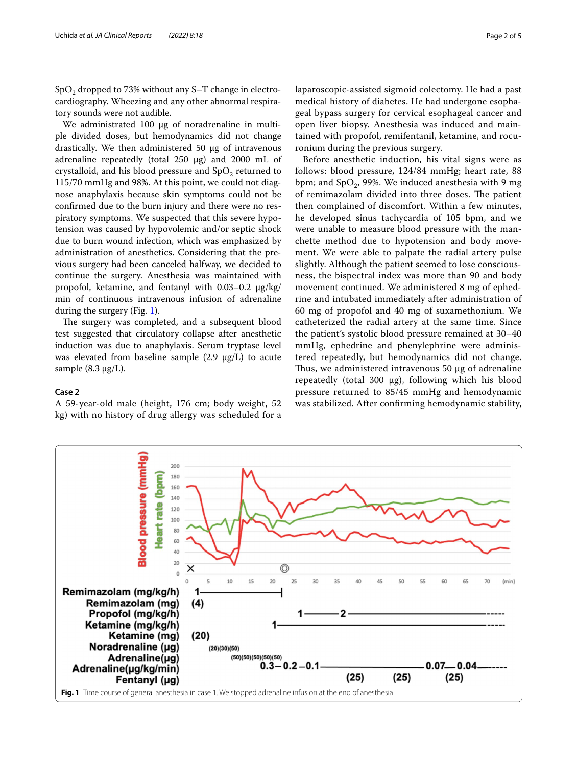$SpO_2$ dropped to 73% without any S–T change in electrocardiography. Wheezing and any other abnormal respiratory sounds were not audible.

We administrated 100 μg of noradrenaline in multiple divided doses, but hemodynamics did not change drastically. We then administered 50 μg of intravenous adrenaline repeatedly (total 250 μg) and 2000 mL of crystalloid, and his blood pressure and $SpO_2$ returned to 115/70 mmHg and 98%. At this point, we could not diagnose anaphylaxis because skin symptoms could not be confirmed due to the burn injury and there were no respiratory symptoms. We suspected that this severe hypotension was caused by hypovolemic and/or septic shock due to burn wound infection, which was emphasized by administration of anesthetics. Considering that the previous surgery had been canceled halfway, we decided to continue the surgery. Anesthesia was maintained with propofol, ketamine, and fentanyl with 0.03–0.2 μg/kg/min of continuous intravenous infusion of adrenaline during the surgery (Fig. 1).

The surgery was completed, and a subsequent blood test suggested that circulatory collapse after anesthetic induction was due to anaphylaxis. Serum tryptase level was elevated from baseline sample (2.9 μg/L) to acute sample (8.3 μg/L).

### Case 2

A 59-year-old male (height, 176 cm; body weight, 52 kg) with no history of drug allergy was scheduled for a laparoscopic-assisted sigmoid colectomy. He had a past medical history of diabetes. He had undergone esophageal bypass surgery for cervical esophageal cancer and open liver biopsy. Anesthesia was induced and maintained with propofol, remifentanil, ketamine, and rocuronium during the previous surgery.

Before anesthetic induction, his vital signs were as follows: blood pressure, 124/84 mmHg; heart rate, 88 bpm; and $SpO_2$, 99%. We induced anesthesia with 9 mg of remimazolam divided into three doses. The patient then complained of discomfort. Within a few minutes, he developed sinus tachycardia of 105 bpm, and we were unable to measure blood pressure with the manchette method due to hypotension and body movement. We were able to palpate the radial artery pulse slightly. Although the patient seemed to lose consciousness, the bispectral index was more than 90 and body movement continued. We administered 8 mg of ephedrine and intubated immediately after administration of 60 mg of propofol and 40 mg of suxamethonium. We catheterized the radial artery at the same time. Since the patient's systolic blood pressure remained at 30–40 mmHg, ephedrine and phenylephrine were administered repeatedly, but hemodynamics did not change. Thus, we administered intravenous 50 μg of adrenaline repeatedly (total 300 μg), following which his blood pressure returned to 85/45 mmHg and hemodynamic was stabilized. After confirming hemodynamic stability,

**Fig. 1** Time course of general anesthesia in case 1. We stopped adrenaline infusion at the end of anesthesia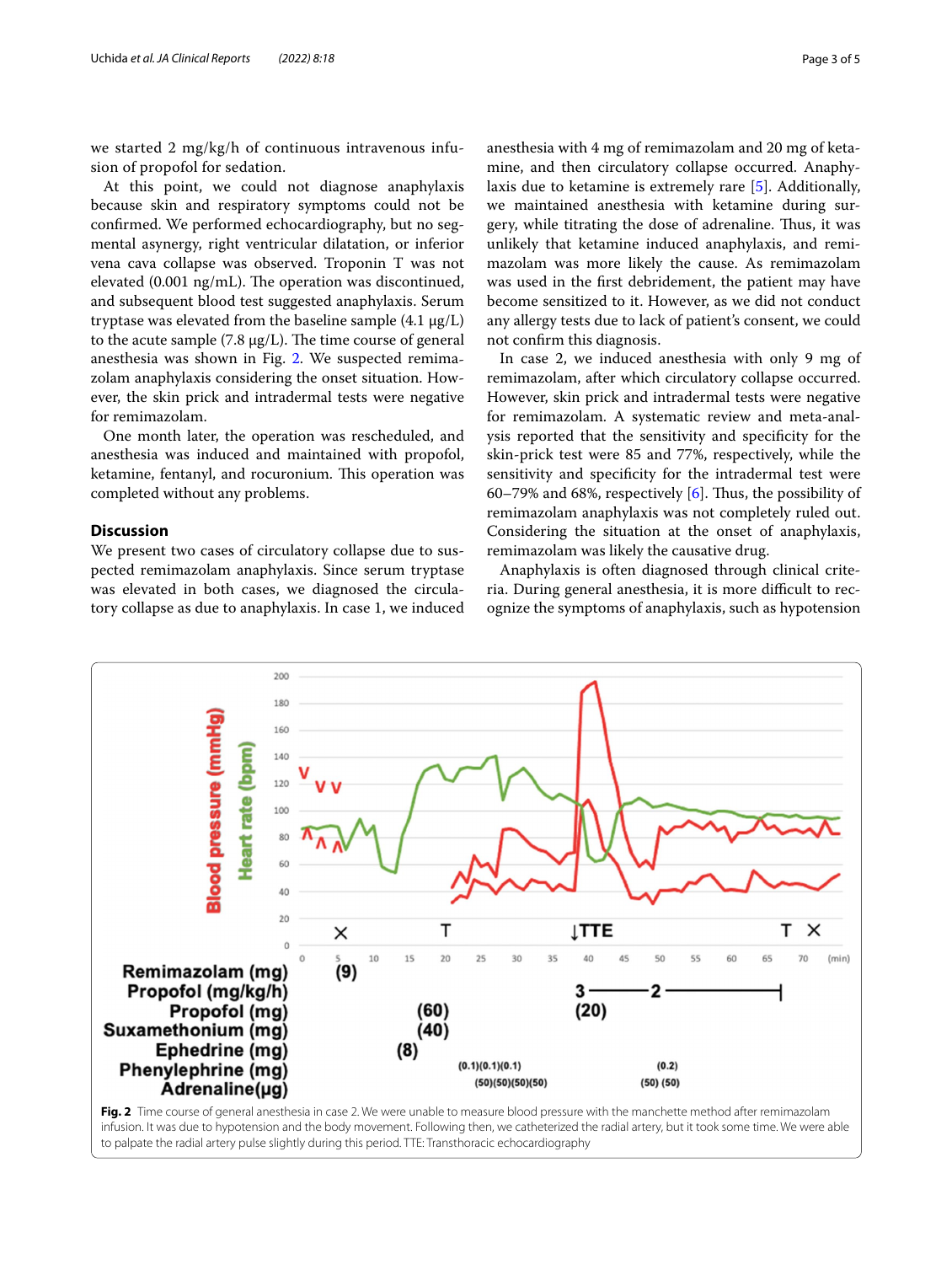we started 2 mg/kg/h of continuous intravenous infusion of propofol for sedation.

At this point, we could not diagnose anaphylaxis because skin and respiratory symptoms could not be confirmed. We performed echocardiography, but no segmental asynergy, right ventricular dilatation, or inferior vena cava collapse was observed. Troponin T was not elevated (0.001 ng/mL). The operation was discontinued, and subsequent blood test suggested anaphylaxis. Serum tryptase was elevated from the baseline sample (4.1 μg/L) to the acute sample (7.8 μg/L). The time course of general anesthesia was shown in Fig. 2. We suspected remimazolam anaphylaxis considering the onset situation. However, the skin prick and intradermal tests were negative for remimazolam.

One month later, the operation was rescheduled, and anesthesia was induced and maintained with propofol, ketamine, fentanyl, and rocuronium. This operation was completed without any problems.

## Discussion

We present two cases of circulatory collapse due to suspected remimazolam anaphylaxis. Since serum tryptase was elevated in both cases, we diagnosed the circulatory collapse as due to anaphylaxis. In case 1, we induced anesthesia with 4 mg of remimazolam and 20 mg of ketamine, and then circulatory collapse occurred. Anaphylaxis due to ketamine is extremely rare [5]. Additionally, we maintained anesthesia with ketamine during surgery, while titrating the dose of adrenaline. Thus, it was unlikely that ketamine induced anaphylaxis, and remimazolam was more likely the cause. As remimazolam was used in the first debridement, the patient may have become sensitized to it. However, as we did not conduct any allergy tests due to lack of patient's consent, we could not confirm this diagnosis.

In case 2, we induced anesthesia with only 9 mg of remimazolam, after which circulatory collapse occurred. However, skin prick and intradermal tests were negative for remimazolam. A systematic review and meta-analysis reported that the sensitivity and specificity for the skin-prick test were 85 and 77%, respectively, while the sensitivity and specificity for the intradermal test were 60–79% and 68%, respectively [6]. Thus, the possibility of remimazolam anaphylaxis was not completely ruled out. Considering the situation at the onset of anaphylaxis, remimazolam was likely the causative drug.

Anaphylaxis is often diagnosed through clinical criteria. During general anesthesia, it is more difficult to recognize the symptoms of anaphylaxis, such as hypotension

**Fig. 2** Time course of general anesthesia in case 2. We were unable to measure blood pressure with the manchette method after remimazolam infusion. It was due to hypotension and the body movement. Following then, we catheterized the radial artery, but it took some time. We were able to palpate the radial artery pulse slightly during this period. TTE: Transthoracic echocardiography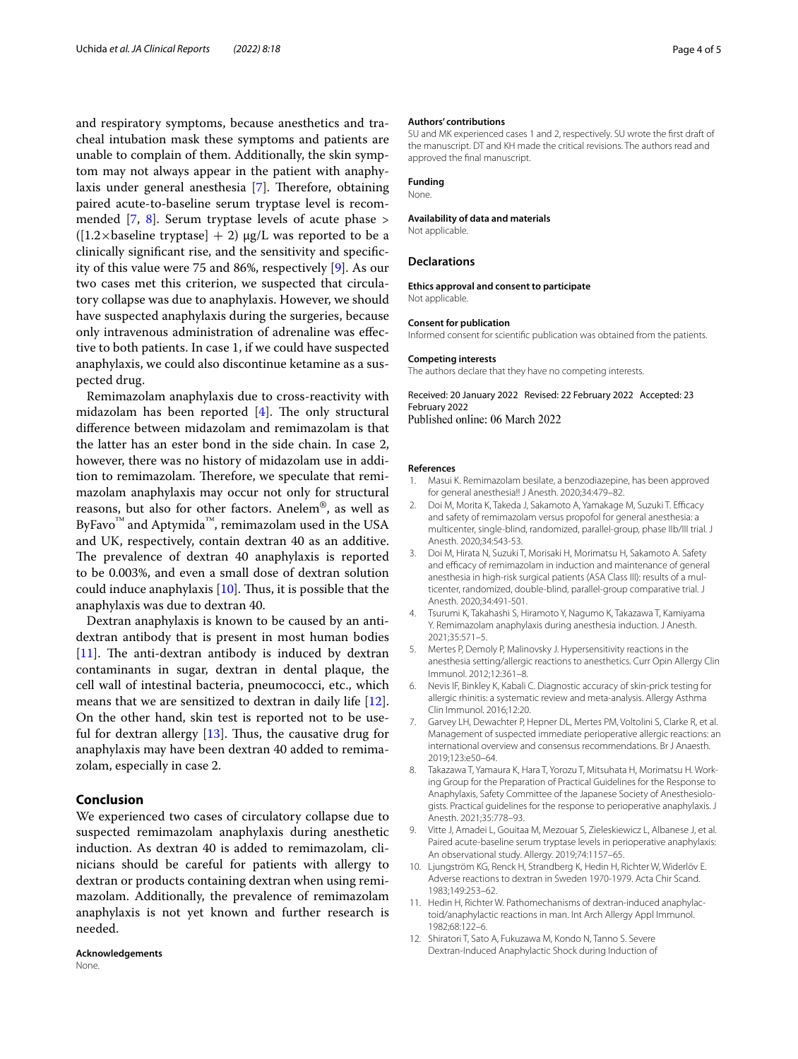and respiratory symptoms, because anesthetics and tracheal intubation mask these symptoms and patients are unable to complain of them. Additionally, the skin symptom may not always appear in the patient with anaphylaxis under general anesthesia [7]. Therefore, obtaining paired acute-to-baseline serum tryptase level is recommended [7, 8]. Serum tryptase levels of acute phase > ([1.2×baseline tryptase] + 2) μg/L was reported to be a clinically significant rise, and the sensitivity and specificity of this value were 75 and 86%, respectively [9]. As our two cases met this criterion, we suspected that circulatory collapse was due to anaphylaxis. However, we should have suspected anaphylaxis during the surgeries, because only intravenous administration of adrenaline was effective to both patients. In case 1, if we could have suspected anaphylaxis, we could also discontinue ketamine as a suspected drug.

Remimazolam anaphylaxis due to cross-reactivity with midazolam has been reported [4]. The only structural difference between midazolam and remimazolam is that the latter has an ester bond in the side chain. In case 2, however, there was no history of midazolam use in addition to remimazolam. Therefore, we speculate that remimazolam anaphylaxis may occur not only for structural reasons, but also for other factors. Anelem®, as well as ByFavo™ and Aptymida™, remimazolam used in the USA and UK, respectively, contain dextran 40 as an additive. The prevalence of dextran 40 anaphylaxis is reported to be 0.003%, and even a small dose of dextran solution could induce anaphylaxis [10]. Thus, it is possible that the anaphylaxis was due to dextran 40.

Dextran anaphylaxis is known to be caused by an anti-dextran antibody that is present in most human bodies [11]. The anti-dextran antibody is induced by dextran contaminants in sugar, dextran in dental plaque, the cell wall of intestinal bacteria, pneumococci, etc., which means that we are sensitized to dextran in daily life [12]. On the other hand, skin test is reported not to be useful for dextran allergy [13]. Thus, the causative drug for anaphylaxis may have been dextran 40 added to remimazolam, especially in case 2.

## Conclusion

We experienced two cases of circulatory collapse due to suspected remimazolam anaphylaxis during anesthetic induction. As dextran 40 is added to remimazolam, clinicians should be careful for patients with allergy to dextran or products containing dextran when using remimazolam. Additionally, the prevalence of remimazolam anaphylaxis is not yet known and further research is needed.

**Acknowledgements**

None.

**Authors' contributions**

SU and MK experienced cases 1 and 2, respectively. SU wrote the first draft of the manuscript. DT and KH made the critical revisions. The authors read and approved the final manuscript.

**Funding**

None.

**Availability of data and materials**

Not applicable.

## Declarations

**Ethics approval and consent to participate**

Not applicable.

**Consent for publication**

Informed consent for scientific publication was obtained from the patients.

**Competing interests**

The authors declare that they have no competing interests.

Received: 20 January 2022 Revised: 22 February 2022 Accepted: 23 February 2022
Published online: 06 March 2022

### References

1. Masui K. Remimazolam besilate, a benzodiazepine, has been approved for general anesthesia!! J Anesth. 2020;34:479–82.
2. Doi M, Morita K, Takeda J, Sakamoto A, Yamakage M, Suzuki T. Efficacy and safety of remimazolam versus propofol for general anesthesia: a multicenter, single-blind, randomized, parallel-group, phase IIb/III trial. J Anesth. 2020;34:543-53.
3. Doi M, Hirata N, Suzuki T, Morisaki H, Morimatsu H, Sakamoto A. Safety and efficacy of remimazolam in induction and maintenance of general anesthesia in high-risk surgical patients (ASA Class III): results of a multicenter, randomized, double-blind, parallel-group comparative trial. J Anesth. 2020;34:491-501.
4. Tsurumi K, Takahashi S, Hiramoto Y, Nagumo K, Takazawa T, Kamiyama Y. Remimazolam anaphylaxis during anesthesia induction. J Anesth. 2021;35:571–5.
5. Mertes P, Demoly P, Malinovsky J. Hypersensitivity reactions in the anesthesia setting/allergic reactions to anesthetics. Curr Opin Allergy Clin Immunol. 2012;12:361–8.
6. Nevis IF, Binkley K, Kabali C. Diagnostic accuracy of skin-prick testing for allergic rhinitis: a systematic review and meta-analysis. Allergy Asthma Clin Immunol. 2016;12:20.
7. Garvey LH, Dewachter P, Hepner DL, Mertes PM, Voltolini S, Clarke R, et al. Management of suspected immediate perioperative allergic reactions: an international overview and consensus recommendations. Br J Anaesth. 2019;123:e50–64.
8. Takazawa T, Yamaura K, Hara T, Yorozu T, Mitsuhata H, Morimatsu H. Working Group for the Preparation of Practical Guidelines for the Response to Anaphylaxis, Safety Committee of the Japanese Society of Anesthesiologists. Practical guidelines for the response to perioperative anaphylaxis. J Anesth. 2021;35:778–93.
9. Vitte J, Amadei L, Gouitaa M, Mezouar S, Zieleskiewicz L, Albanese J, et al. Paired acute-baseline serum tryptase levels in perioperative anaphylaxis: An observational study. Allergy. 2019;74:1157–65.
10. Ljungström KG, Renck H, Strandberg K, Hedin H, Richter W, Widerlöv E. Adverse reactions to dextran in Sweden 1970-1979. Acta Chir Scand. 1983;149:253–62.
11. Hedin H, Richter W. Pathomechanisms of dextran-induced anaphylactoid/anaphylactic reactions in man. Int Arch Allergy Appl Immunol. 1982;68:122–6.
12. Shiratori T, Sato A, Fukuzawa M, Kondo N, Tanno S. Severe Dextran-Induced Anaphylactic Shock during Induction of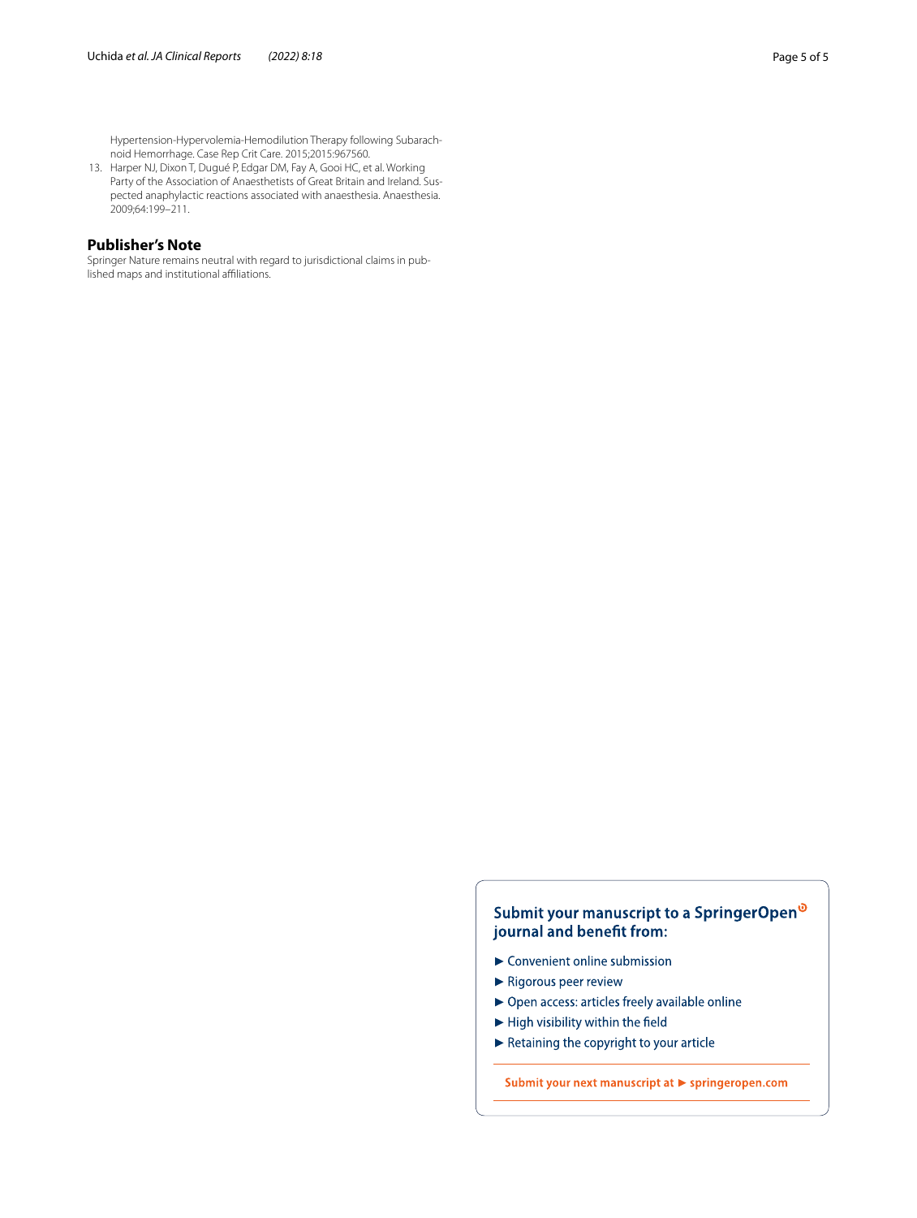Hypertension-Hypervolemia-Hemodilution Therapy following Subarachnoid Hemorrhage. Case Rep Crit Care. 2015;2015:967560.

13. Harper NJ, Dixon T, Dugué P, Edgar DM, Fay A, Gooi HC, et al. Working Party of the Association of Anaesthetists of Great Britain and Ireland. Suspected anaphylactic reactions associated with anaesthesia. Anaesthesia. 2009;64:199–211.

## Publisher's Note

Springer Nature remains neutral with regard to jurisdictional claims in published maps and institutional affiliations.

**Submit your manuscript to a SpringerOpen journal and benefit from:**

- ► Convenient online submission
- ► Rigorous peer review
- ► Open access: articles freely available online
- ► High visibility within the field
- ► Retaining the copyright to your article

**Submit your next manuscript at ► springeropen.com**